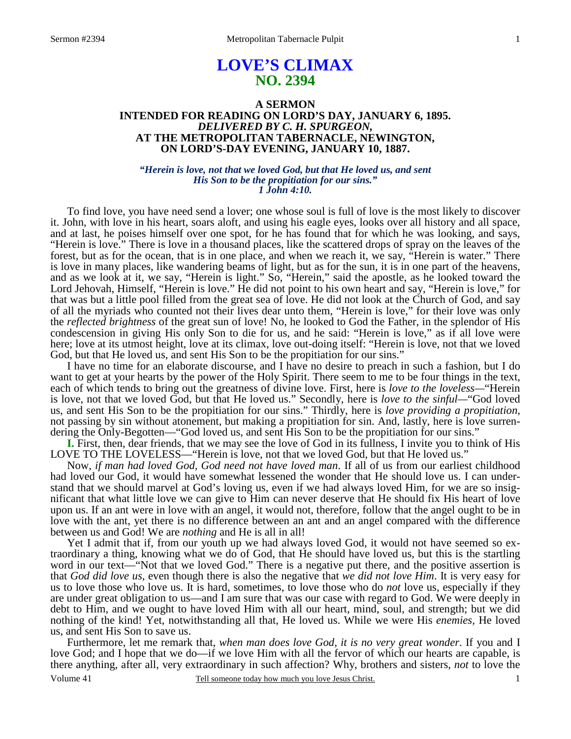# LOVE'S CLIMAX
## NO. 2394

### A SERMON
### INTENDED FOR READING ON LORD'S DAY, JANUARY 6, 1895.
### *DELIVERED BY C. H. SPURGEON,*
### AT THE METROPOLITAN TABERNACLE, NEWINGTON,
### ON LORD'S-DAY EVENING, JANUARY 10, 1887.

***"Herein is love, not that we loved God, but that He loved us, and sent His Son to be the propitiation for our sins." 1 John 4:10.***

To find love, you have need send a lover; one whose soul is full of love is the most likely to discover it. John, with love in his heart, soars aloft, and using his eagle eyes, looks over all history and all space, and at last, he poises himself over one spot, for he has found that for which he was looking, and says, "Herein is love." There is love in a thousand places, like the scattered drops of spray on the leaves of the forest, but as for the ocean, that is in one place, and when we reach it, we say, "Herein is water." There is love in many places, like wandering beams of light, but as for the sun, it is in one part of the heavens, and as we look at it, we say, "Herein is light." So, "Herein," said the apostle, as he looked toward the Lord Jehovah, Himself, "Herein is love." He did not point to his own heart and say, "Herein is love," for that was but a little pool filled from the great sea of love. He did not look at the Church of God, and say of all the myriads who counted not their lives dear unto them, "Herein is love," for their love was only the *reflected brightness* of the great sun of love! No, he looked to God the Father, in the splendor of His condescension in giving His only Son to die for us, and he said: "Herein is love," as if all love were here; love at its utmost height, love at its climax, love out-doing itself: "Herein is love, not that we loved God, but that He loved us, and sent His Son to be the propitiation for our sins."

I have no time for an elaborate discourse, and I have no desire to preach in such a fashion, but I do want to get at your hearts by the power of the Holy Spirit. There seem to me to be four things in the text, each of which tends to bring out the greatness of divine love. First, here is *love to the loveless*—"Herein is love, not that we loved God, but that He loved us." Secondly, here is *love to the sinful*—"God loved us, and sent His Son to be the propitiation for our sins." Thirdly, here is *love providing a propitiation*, not passing by sin without atonement, but making a propitiation for sin. And, lastly, here is love surrendering the Only-Begotten—"God loved us, and sent His Son to be the propitiation for our sins."

**I.** First, then, dear friends, that we may see the love of God in its fullness, I invite you to think of His LOVE TO THE LOVELESS—"Herein is love, not that we loved God, but that He loved us."

Now, *if man had loved God, God need not have loved man*. If all of us from our earliest childhood had loved our God, it would have somewhat lessened the wonder that He should love us. I can understand that we should marvel at God's loving us, even if we had always loved Him, for we are so insignificant that what little love we can give to Him can never deserve that He should fix His heart of love upon us. If an ant were in love with an angel, it would not, therefore, follow that the angel ought to be in love with the ant, yet there is no difference between an ant and an angel compared with the difference between us and God! We are *nothing* and He is all in all!

Yet I admit that if, from our youth up we had always loved God, it would not have seemed so extraordinary a thing, knowing what we do of God, that He should have loved us, but this is the startling word in our text—"Not that we loved God." There is a negative put there, and the positive assertion is that *God did love us*, even though there is also the negative that *we did not love Him*. It is very easy for us to love those who love us. It is hard, sometimes, to love those who do *not* love us, especially if they are under great obligation to us—and I am sure that was our case with regard to God. We were deeply in debt to Him, and we ought to have loved Him with all our heart, mind, soul, and strength; but we did nothing of the kind! Yet, notwithstanding all that, He loved us. While we were His *enemies*, He loved us, and sent His Son to save us.

Furthermore, let me remark that, *when man does love God, it is no very great wonder*. If you and I love God; and I hope that we do—if we love Him with all the fervor of which our hearts are capable, is there anything, after all, very extraordinary in such affection? Why, brothers and sisters, *not* to love the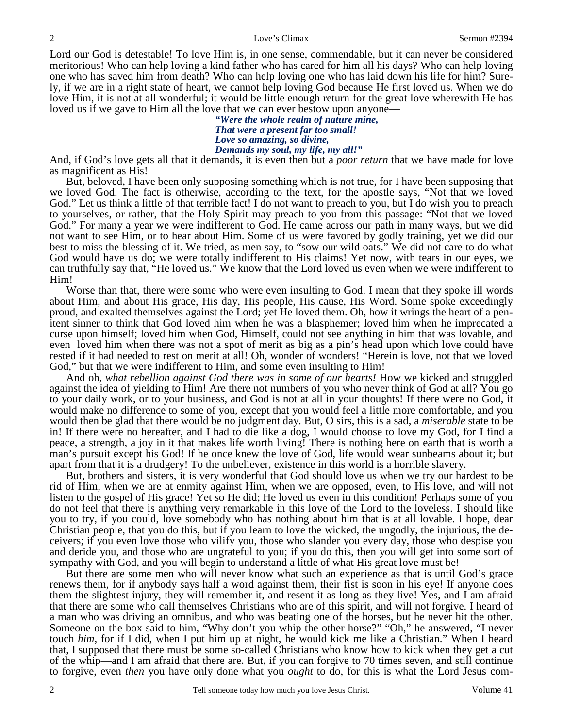Lord our God is detestable! To love Him is, in one sense, commendable, but it can never be considered meritorious! Who can help loving a kind father who has cared for him all his days? Who can help loving one who has saved him from death? Who can help loving one who has laid down his life for him? Surely, if we are in a right state of heart, we cannot help loving God because He first loved us. When we do love Him, it is not at all wonderful; it would be little enough return for the great love wherewith He has loved us if we gave to Him all the love that we can ever bestow upon anyone—

> ***"Were the whole realm of nature mine,***
> ***That were a present far too small!***
> ***Love so amazing, so divine,***
> ***Demands my soul, my life, my all!"***

And, if God's love gets all that it demands, it is even then but a *poor return* that we have made for love as magnificent as His!

But, beloved, I have been only supposing something which is not true, for I have been supposing that we loved God. The fact is otherwise, according to the text, for the apostle says, "Not that we loved God." Let us think a little of that terrible fact! I do not want to preach to you, but I do wish you to preach to yourselves, or rather, that the Holy Spirit may preach to you from this passage: "Not that we loved God." For many a year we were indifferent to God. He came across our path in many ways, but we did not want to see Him, or to hear about Him. Some of us were favored by godly training, yet we did our best to miss the blessing of it. We tried, as men say, to "sow our wild oats." We did not care to do what God would have us do; we were totally indifferent to His claims! Yet now, with tears in our eyes, we can truthfully say that, "He loved us." We know that the Lord loved us even when we were indifferent to Him!

Worse than that, there were some who were even insulting to God. I mean that they spoke ill words about Him, and about His grace, His day, His people, His cause, His Word. Some spoke exceedingly proud, and exalted themselves against the Lord; yet He loved them. Oh, how it wrings the heart of a penitent sinner to think that God loved him when he was a blasphemer; loved him when he imprecated a curse upon himself; loved him when God, Himself, could not see anything in him that was lovable, and even loved him when there was not a spot of merit as big as a pin's head upon which love could have rested if it had needed to rest on merit at all! Oh, wonder of wonders! "Herein is love, not that we loved God," but that we were indifferent to Him, and some even insulting to Him!

And oh, *what rebellion against God there was in some of our hearts!* How we kicked and struggled against the idea of yielding to Him! Are there not numbers of you who never think of God at all? You go to your daily work, or to your business, and God is not at all in your thoughts! If there were no God, it would make no difference to some of you, except that you would feel a little more comfortable, and you would then be glad that there would be no judgment day. But, O sirs, this is a sad, a *miserable* state to be in! If there were no hereafter, and I had to die like a dog, I would choose to love my God, for I find a peace, a strength, a joy in it that makes life worth living! There is nothing here on earth that is worth a man's pursuit except his God! If he once knew the love of God, life would wear sunbeams about it; but apart from that it is a drudgery! To the unbeliever, existence in this world is a horrible slavery.

But, brothers and sisters, it is very wonderful that God should love us when we try our hardest to be rid of Him, when we are at enmity against Him, when we are opposed, even, to His love, and will not listen to the gospel of His grace! Yet so He did; He loved us even in this condition! Perhaps some of you do not feel that there is anything very remarkable in this love of the Lord to the loveless. I should like you to try, if you could, love somebody who has nothing about him that is at all lovable. I hope, dear Christian people, that you do this, but if you learn to love the wicked, the ungodly, the injurious, the deceivers; if you even love those who vilify you, those who slander you every day, those who despise you and deride you, and those who are ungrateful to you; if you do this, then you will get into some sort of sympathy with God, and you will begin to understand a little of what His great love must be!

But there are some men who will never know what such an experience as that is until God's grace renews them, for if anybody says half a word against them, their fist is soon in his eye! If anyone does them the slightest injury, they will remember it, and resent it as long as they live! Yes, and I am afraid that there are some who call themselves Christians who are of this spirit, and will not forgive. I heard of a man who was driving an omnibus, and who was beating one of the horses, but he never hit the other. Someone on the box said to him, "Why don't you whip the other horse?" "Oh," he answered, "I never touch *him*, for if I did, when I put him up at night, he would kick me like a Christian." When I heard that, I supposed that there must be some so-called Christians who know how to kick when they get a cut of the whip—and I am afraid that there are. But, if you can forgive to 70 times seven, and still continue to forgive, even *then* you have only done what you *ought* to do, for this is what the Lord Jesus com-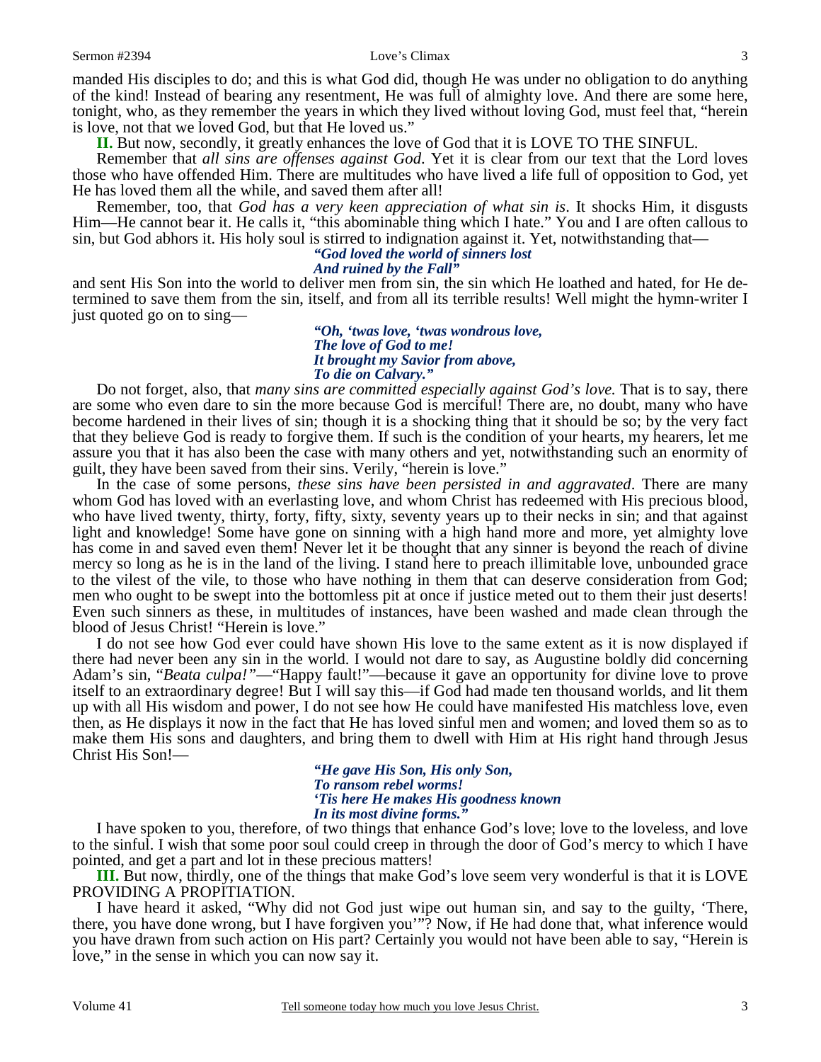manded His disciples to do; and this is what God did, though He was under no obligation to do anything of the kind! Instead of bearing any resentment, He was full of almighty love. And there are some here, tonight, who, as they remember the years in which they lived without loving God, must feel that, "herein is love, not that we loved God, but that He loved us."

**II.** But now, secondly, it greatly enhances the love of God that it is LOVE TO THE SINFUL.

Remember that *all sins are offenses against God*. Yet it is clear from our text that the Lord loves those who have offended Him. There are multitudes who have lived a life full of opposition to God, yet He has loved them all the while, and saved them after all!

Remember, too, that *God has a very keen appreciation of what sin is*. It shocks Him, it disgusts Him—He cannot bear it. He calls it, "this abominable thing which I hate." You and I are often callous to sin, but God abhors it. His holy soul is stirred to indignation against it. Yet, notwithstanding that—

> ***"God loved the world of sinners lost***
> ***And ruined by the Fall"***

and sent His Son into the world to deliver men from sin, the sin which He loathed and hated, for He determined to save them from the sin, itself, and from all its terrible results! Well might the hymn-writer I just quoted go on to sing—

> ***"Oh, 'twas love, 'twas wondrous love,***
> ***The love of God to me!***
> ***It brought my Savior from above,***
> ***To die on Calvary."***

Do not forget, also, that *many sins are committed especially against God's love.* That is to say, there are some who even dare to sin the more because God is merciful! There are, no doubt, many who have become hardened in their lives of sin; though it is a shocking thing that it should be so; by the very fact that they believe God is ready to forgive them. If such is the condition of your hearts, my hearers, let me assure you that it has also been the case with many others and yet, notwithstanding such an enormity of guilt, they have been saved from their sins. Verily, "herein is love."

In the case of some persons, *these sins have been persisted in and aggravated*. There are many whom God has loved with an everlasting love, and whom Christ has redeemed with His precious blood, who have lived twenty, thirty, forty, fifty, sixty, seventy years up to their necks in sin; and that against light and knowledge! Some have gone on sinning with a high hand more and more, yet almighty love has come in and saved even them! Never let it be thought that any sinner is beyond the reach of divine mercy so long as he is in the land of the living. I stand here to preach illimitable love, unbounded grace to the vilest of the vile, to those who have nothing in them that can deserve consideration from God; men who ought to be swept into the bottomless pit at once if justice meted out to them their just deserts! Even such sinners as these, in multitudes of instances, have been washed and made clean through the blood of Jesus Christ! "Herein is love."

I do not see how God ever could have shown His love to the same extent as it is now displayed if there had never been any sin in the world. I would not dare to say, as Augustine boldly did concerning Adam's sin, "*Beata culpa!"*—"Happy fault!"—because it gave an opportunity for divine love to prove itself to an extraordinary degree! But I will say this—if God had made ten thousand worlds, and lit them up with all His wisdom and power, I do not see how He could have manifested His matchless love, even then, as He displays it now in the fact that He has loved sinful men and women; and loved them so as to make them His sons and daughters, and bring them to dwell with Him at His right hand through Jesus Christ His Son!—

> ***"He gave His Son, His only Son,***
> ***To ransom rebel worms!***
> ***'Tis here He makes His goodness known***
> ***In its most divine forms."***

I have spoken to you, therefore, of two things that enhance God's love; love to the loveless, and love to the sinful. I wish that some poor soul could creep in through the door of God's mercy to which I have pointed, and get a part and lot in these precious matters!

**III.** But now, thirdly, one of the things that make God's love seem very wonderful is that it is LOVE PROVIDING A PROPITIATION.

I have heard it asked, "Why did not God just wipe out human sin, and say to the guilty, 'There, there, you have done wrong, but I have forgiven you'"? Now, if He had done that, what inference would you have drawn from such action on His part? Certainly you would not have been able to say, "Herein is love," in the sense in which you can now say it.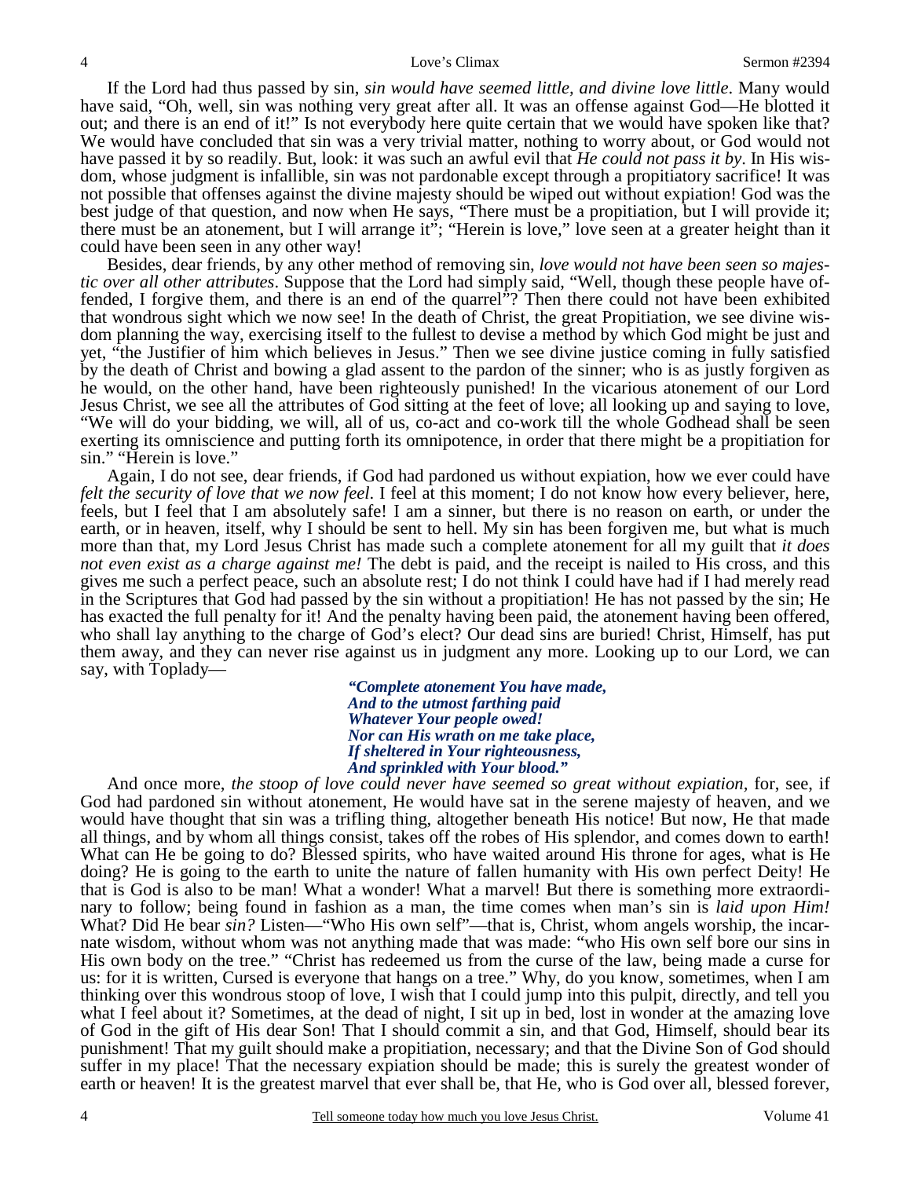If the Lord had thus passed by sin, *sin would have seemed little, and divine love little*. Many would have said, "Oh, well, sin was nothing very great after all. It was an offense against God—He blotted it out; and there is an end of it!" Is not everybody here quite certain that we would have spoken like that? We would have concluded that sin was a very trivial matter, nothing to worry about, or God would not have passed it by so readily. But, look: it was such an awful evil that *He could not pass it by*. In His wisdom, whose judgment is infallible, sin was not pardonable except through a propitiatory sacrifice! It was not possible that offenses against the divine majesty should be wiped out without expiation! God was the best judge of that question, and now when He says, "There must be a propitiation, but I will provide it; there must be an atonement, but I will arrange it"; "Herein is love," love seen at a greater height than it could have been seen in any other way!

Besides, dear friends, by any other method of removing sin, *love would not have been seen so majestic over all other attributes*. Suppose that the Lord had simply said, "Well, though these people have offended, I forgive them, and there is an end of the quarrel"? Then there could not have been exhibited that wondrous sight which we now see! In the death of Christ, the great Propitiation, we see divine wisdom planning the way, exercising itself to the fullest to devise a method by which God might be just and yet, "the Justifier of him which believes in Jesus." Then we see divine justice coming in fully satisfied by the death of Christ and bowing a glad assent to the pardon of the sinner; who is as justly forgiven as he would, on the other hand, have been righteously punished! In the vicarious atonement of our Lord Jesus Christ, we see all the attributes of God sitting at the feet of love; all looking up and saying to love, "We will do your bidding, we will, all of us, co-act and co-work till the whole Godhead shall be seen exerting its omniscience and putting forth its omnipotence, in order that there might be a propitiation for sin." "Herein is love."

Again, I do not see, dear friends, if God had pardoned us without expiation, how we ever could have *felt the security of love that we now feel*. I feel at this moment; I do not know how every believer, here, feels, but I feel that I am absolutely safe! I am a sinner, but there is no reason on earth, or under the earth, or in heaven, itself, why I should be sent to hell. My sin has been forgiven me, but what is much more than that, my Lord Jesus Christ has made such a complete atonement for all my guilt that *it does not even exist as a charge against me!* The debt is paid, and the receipt is nailed to His cross, and this gives me such a perfect peace, such an absolute rest; I do not think I could have had if I had merely read in the Scriptures that God had passed by the sin without a propitiation! He has not passed by the sin; He has exacted the full penalty for it! And the penalty having been paid, the atonement having been offered, who shall lay anything to the charge of God's elect? Our dead sins are buried! Christ, Himself, has put them away, and they can never rise against us in judgment any more. Looking up to our Lord, we can say, with Toplady—

> ***"Complete atonement You have made,***
> ***And to the utmost farthing paid***
> ***Whatever Your people owed!***
> ***Nor can His wrath on me take place,***
> ***If sheltered in Your righteousness,***
> ***And sprinkled with Your blood."***

And once more, *the stoop of love could never have seemed so great without expiation,* for, see, if God had pardoned sin without atonement, He would have sat in the serene majesty of heaven, and we would have thought that sin was a trifling thing, altogether beneath His notice! But now, He that made all things, and by whom all things consist, takes off the robes of His splendor, and comes down to earth! What can He be going to do? Blessed spirits, who have waited around His throne for ages, what is He doing? He is going to the earth to unite the nature of fallen humanity with His own perfect Deity! He that is God is also to be man! What a wonder! What a marvel! But there is something more extraordinary to follow; being found in fashion as a man, the time comes when man's sin is *laid upon Him!* What? Did He bear *sin?* Listen—"Who His own self"—that is, Christ, whom angels worship, the incarnate wisdom, without whom was not anything made that was made: "who His own self bore our sins in His own body on the tree." "Christ has redeemed us from the curse of the law, being made a curse for us: for it is written, Cursed is everyone that hangs on a tree." Why, do you know, sometimes, when I am thinking over this wondrous stoop of love, I wish that I could jump into this pulpit, directly, and tell you what I feel about it? Sometimes, at the dead of night, I sit up in bed, lost in wonder at the amazing love of God in the gift of His dear Son! That I should commit a sin, and that God, Himself, should bear its punishment! That my guilt should make a propitiation, necessary; and that the Divine Son of God should suffer in my place! That the necessary expiation should be made; this is surely the greatest wonder of earth or heaven! It is the greatest marvel that ever shall be, that He, who is God over all, blessed forever,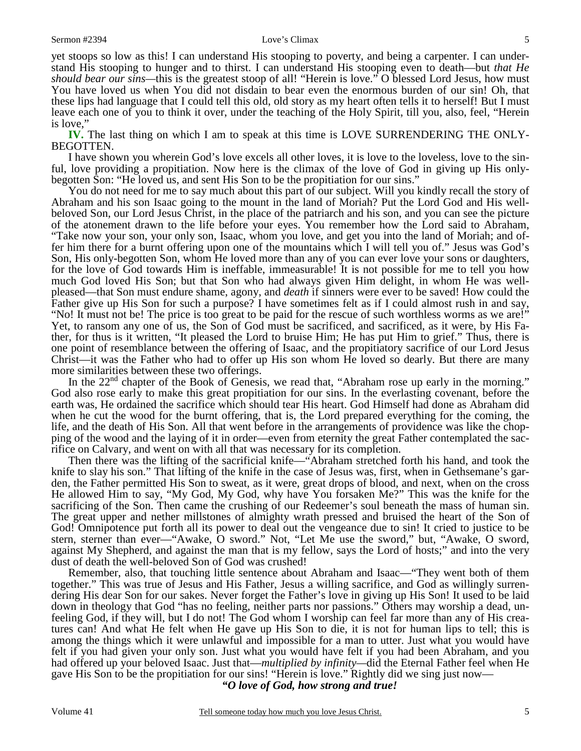yet stoops so low as this! I can understand His stooping to poverty, and being a carpenter. I can understand His stooping to hunger and to thirst. I can understand His stooping even to death—but *that He should bear our sins*—this is the greatest stoop of all! "Herein is love." O blessed Lord Jesus, how must You have loved us when You did not disdain to bear even the enormous burden of our sin! Oh, that these lips had language that I could tell this old, old story as my heart often tells it to herself! But I must leave each one of you to think it over, under the teaching of the Holy Spirit, till you, also, feel, "Herein is love,"

**IV.** The last thing on which I am to speak at this time is LOVE SURRENDERING THE ONLY-BEGOTTEN.

I have shown you wherein God's love excels all other loves, it is love to the loveless, love to the sinful, love providing a propitiation. Now here is the climax of the love of God in giving up His only-begotten Son: "He loved us, and sent His Son to be the propitiation for our sins."

You do not need for me to say much about this part of our subject. Will you kindly recall the story of Abraham and his son Isaac going to the mount in the land of Moriah? Put the Lord God and His well-beloved Son, our Lord Jesus Christ, in the place of the patriarch and his son, and you can see the picture of the atonement drawn to the life before your eyes. You remember how the Lord said to Abraham, "Take now your son, your only son, Isaac, whom you love, and get you into the land of Moriah; and offer him there for a burnt offering upon one of the mountains which I will tell you of." Jesus was God's Son, His only-begotten Son, whom He loved more than any of you can ever love your sons or daughters, for the love of God towards Him is ineffable, immeasurable! It is not possible for me to tell you how much God loved His Son; but that Son who had always given Him delight, in whom He was well-pleased—that Son must endure shame, agony, and *death* if sinners were ever to be saved! How could the Father give up His Son for such a purpose? I have sometimes felt as if I could almost rush in and say, "No! It must not be! The price is too great to be paid for the rescue of such worthless worms as we are!" Yet, to ransom any one of us, the Son of God must be sacrificed, and sacrificed, as it were, by His Father, for thus is it written, "It pleased the Lord to bruise Him; He has put Him to grief." Thus, there is one point of resemblance between the offering of Isaac, and the propitiatory sacrifice of our Lord Jesus Christ—it was the Father who had to offer up His son whom He loved so dearly. But there are many more similarities between these two offerings.

In the 22[nd] chapter of the Book of Genesis, we read that, "Abraham rose up early in the morning." God also rose early to make this great propitiation for our sins. In the everlasting covenant, before the earth was, He ordained the sacrifice which should tear His heart. God Himself had done as Abraham did when he cut the wood for the burnt offering, that is, the Lord prepared everything for the coming, the life, and the death of His Son. All that went before in the arrangements of providence was like the chopping of the wood and the laying of it in order—even from eternity the great Father contemplated the sacrifice on Calvary, and went on with all that was necessary for its completion.

Then there was the lifting of the sacrificial knife—"Abraham stretched forth his hand, and took the knife to slay his son." That lifting of the knife in the case of Jesus was, first, when in Gethsemane's garden, the Father permitted His Son to sweat, as it were, great drops of blood, and next, when on the cross He allowed Him to say, "My God, My God, why have You forsaken Me?" This was the knife for the sacrificing of the Son. Then came the crushing of our Redeemer's soul beneath the mass of human sin. The great upper and nether millstones of almighty wrath pressed and bruised the heart of the Son of God! Omnipotence put forth all its power to deal out the vengeance due to sin! It cried to justice to be stern, sterner than ever—"Awake, O sword." Not, "Let Me use the sword," but, "Awake, O sword, against My Shepherd, and against the man that is my fellow, says the Lord of hosts;" and into the very dust of death the well-beloved Son of God was crushed!

Remember, also, that touching little sentence about Abraham and Isaac—"They went both of them together." This was true of Jesus and His Father, Jesus a willing sacrifice, and God as willingly surrendering His dear Son for our sakes. Never forget the Father's love in giving up His Son! It used to be laid down in theology that God "has no feeling, neither parts nor passions." Others may worship a dead, unfeeling God, if they will, but I do not! The God whom I worship can feel far more than any of His creatures can! And what He felt when He gave up His Son to die, it is not for human lips to tell; this is among the things which it were unlawful and impossible for a man to utter. Just what you would have felt if you had given your only son. Just what you would have felt if you had been Abraham, and you had offered up your beloved Isaac. Just that—*multiplied by infinity*—did the Eternal Father feel when He gave His Son to be the propitiation for our sins! "Herein is love." Rightly did we sing just now—

***"O love of God, how strong and true!***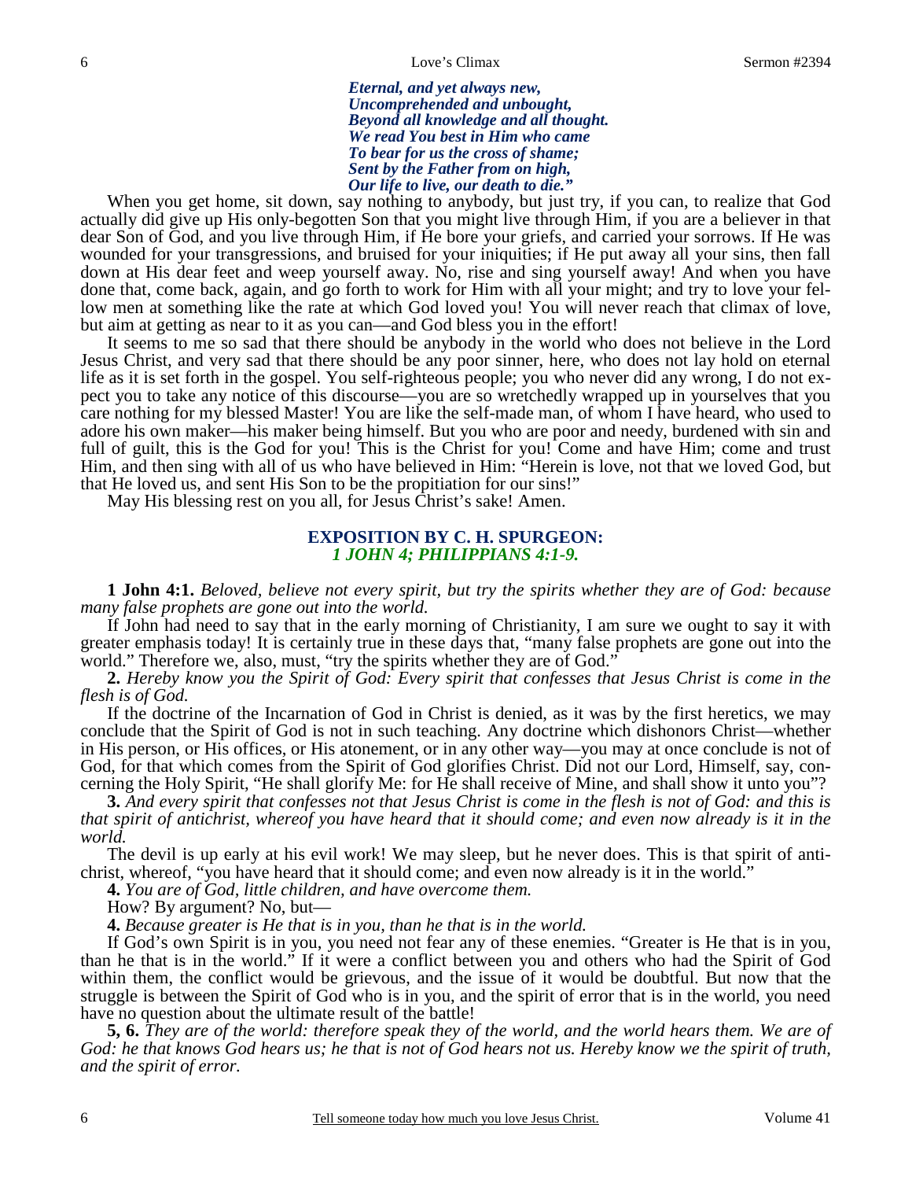*Eternal, and yet always new,*
*Uncomprehended and unbought,*
*Beyond all knowledge and all thought.*
*We read You best in Him who came*
*To bear for us the cross of shame;*
*Sent by the Father from on high,*
*Our life to live, our death to die."*

When you get home, sit down, say nothing to anybody, but just try, if you can, to realize that God actually did give up His only-begotten Son that you might live through Him, if you are a believer in that dear Son of God, and you live through Him, if He bore your griefs, and carried your sorrows. If He was wounded for your transgressions, and bruised for your iniquities; if He put away all your sins, then fall down at His dear feet and weep yourself away. No, rise and sing yourself away! And when you have done that, come back, again, and go forth to work for Him with all your might; and try to love your fellow men at something like the rate at which God loved you! You will never reach that climax of love, but aim at getting as near to it as you can—and God bless you in the effort!

It seems to me so sad that there should be anybody in the world who does not believe in the Lord Jesus Christ, and very sad that there should be any poor sinner, here, who does not lay hold on eternal life as it is set forth in the gospel. You self-righteous people; you who never did any wrong, I do not expect you to take any notice of this discourse—you are so wretchedly wrapped up in yourselves that you care nothing for my blessed Master! You are like the self-made man, of whom I have heard, who used to adore his own maker—his maker being himself. But you who are poor and needy, burdened with sin and full of guilt, this is the God for you! This is the Christ for you! Come and have Him; come and trust Him, and then sing with all of us who have believed in Him: "Herein is love, not that we loved God, but that He loved us, and sent His Son to be the propitiation for our sins!"

May His blessing rest on you all, for Jesus Christ's sake! Amen.

## EXPOSITION BY C. H. SPURGEON:
### *1 JOHN 4; PHILIPPIANS 4:1-9.*

**1 John 4:1.** *Beloved, believe not every spirit, but try the spirits whether they are of God: because many false prophets are gone out into the world.*

If John had need to say that in the early morning of Christianity, I am sure we ought to say it with greater emphasis today! It is certainly true in these days that, "many false prophets are gone out into the world." Therefore we, also, must, "try the spirits whether they are of God."

**2.** *Hereby know you the Spirit of God: Every spirit that confesses that Jesus Christ is come in the flesh is of God.*

If the doctrine of the Incarnation of God in Christ is denied, as it was by the first heretics, we may conclude that the Spirit of God is not in such teaching. Any doctrine which dishonors Christ—whether in His person, or His offices, or His atonement, or in any other way—you may at once conclude is not of God, for that which comes from the Spirit of God glorifies Christ. Did not our Lord, Himself, say, concerning the Holy Spirit, "He shall glorify Me: for He shall receive of Mine, and shall show it unto you"?

**3.** *And every spirit that confesses not that Jesus Christ is come in the flesh is not of God: and this is that spirit of antichrist, whereof you have heard that it should come; and even now already is it in the world.*

The devil is up early at his evil work! We may sleep, but he never does. This is that spirit of antichrist, whereof, "you have heard that it should come; and even now already is it in the world."

**4.** *You are of God, little children, and have overcome them.*

How? By argument? No, but—

**4.** *Because greater is He that is in you, than he that is in the world.*

If God's own Spirit is in you, you need not fear any of these enemies. "Greater is He that is in you, than he that is in the world." If it were a conflict between you and others who had the Spirit of God within them, the conflict would be grievous, and the issue of it would be doubtful. But now that the struggle is between the Spirit of God who is in you, and the spirit of error that is in the world, you need have no question about the ultimate result of the battle!

**5, 6.** *They are of the world: therefore speak they of the world, and the world hears them. We are of God: he that knows God hears us; he that is not of God hears not us. Hereby know we the spirit of truth, and the spirit of error.*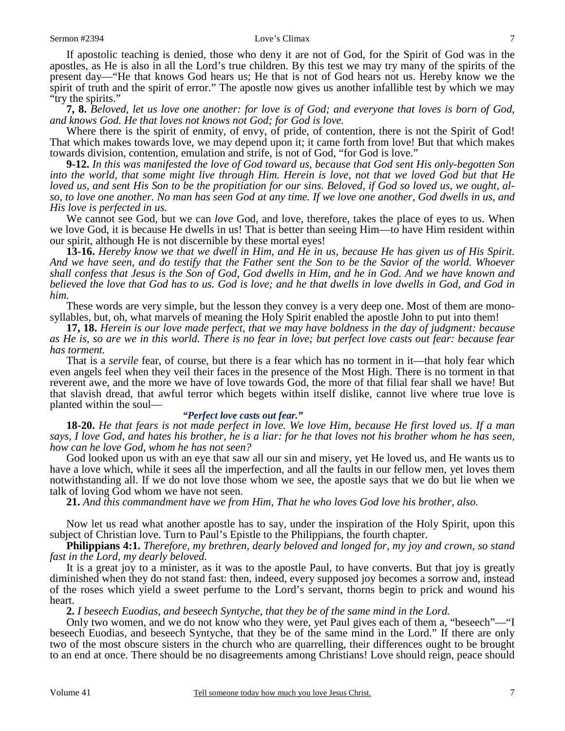If apostolic teaching is denied, those who deny it are not of God, for the Spirit of God was in the apostles, as He is also in all the Lord's true children. By this test we may try many of the spirits of the present day—"He that knows God hears us; He that is not of God hears not us. Hereby know we the spirit of truth and the spirit of error." The apostle now gives us another infallible test by which we may "try the spirits."

**7, 8.** *Beloved, let us love one another: for love is of God; and everyone that loves is born of God, and knows God. He that loves not knows not God; for God is love.*

Where there is the spirit of enmity, of envy, of pride, of contention, there is not the Spirit of God! That which makes towards love, we may depend upon it; it came forth from love! But that which makes towards division, contention, emulation and strife, is not of God, "for God is love."

**9-12.** *In this was manifested the love of God toward us, because that God sent His only-begotten Son into the world, that some might live through Him. Herein is love, not that we loved God but that He loved us, and sent His Son to be the propitiation for our sins. Beloved, if God so loved us, we ought, also, to love one another. No man has seen God at any time. If we love one another, God dwells in us, and His love is perfected in us.*

We cannot see God, but we can *love* God, and love, therefore, takes the place of eyes to us. When we love God, it is because He dwells in us! That is better than seeing Him—to have Him resident within our spirit, although He is not discernible by these mortal eyes!

**13-16.** *Hereby know we that we dwell in Him, and He in us, because He has given us of His Spirit. And we have seen, and do testify that the Father sent the Son to be the Savior of the world. Whoever shall confess that Jesus is the Son of God, God dwells in Him, and he in God. And we have known and believed the love that God has to us. God is love; and he that dwells in love dwells in God, and God in him.*

These words are very simple, but the lesson they convey is a very deep one. Most of them are monosyllables, but, oh, what marvels of meaning the Holy Spirit enabled the apostle John to put into them!

**17, 18.** *Herein is our love made perfect, that we may have boldness in the day of judgment: because as He is, so are we in this world. There is no fear in love; but perfect love casts out fear: because fear has torment.*

That is a *servile* fear, of course, but there is a fear which has no torment in it—that holy fear which even angels feel when they veil their faces in the presence of the Most High. There is no torment in that reverent awe, and the more we have of love towards God, the more of that filial fear shall we have! But that slavish dread, that awful terror which begets within itself dislike, cannot live where true love is planted within the soul—

***"Perfect love casts out fear."***

**18-20.** *He that fears is not made perfect in love. We love Him, because He first loved us. If a man says, I love God, and hates his brother, he is a liar: for he that loves not his brother whom he has seen, how can he love God, whom he has not seen?*

God looked upon us with an eye that saw all our sin and misery, yet He loved us, and He wants us to have a love which, while it sees all the imperfection, and all the faults in our fellow men, yet loves them notwithstanding all. If we do not love those whom we see, the apostle says that we do but lie when we talk of loving God whom we have not seen.

**21.** *And this commandment have we from Him, That he who loves God love his brother, also.*

Now let us read what another apostle has to say, under the inspiration of the Holy Spirit, upon this subject of Christian love. Turn to Paul's Epistle to the Philippians, the fourth chapter.

**Philippians 4:1.** *Therefore, my brethren, dearly beloved and longed for, my joy and crown, so stand fast in the Lord, my dearly beloved.*

It is a great joy to a minister, as it was to the apostle Paul, to have converts. But that joy is greatly diminished when they do not stand fast: then, indeed, every supposed joy becomes a sorrow and, instead of the roses which yield a sweet perfume to the Lord's servant, thorns begin to prick and wound his heart.

**2.** *I beseech Euodias, and beseech Syntyche, that they be of the same mind in the Lord.*

Only two women, and we do not know who they were, yet Paul gives each of them a, "beseech"—"I beseech Euodias, and beseech Syntyche, that they be of the same mind in the Lord." If there are only two of the most obscure sisters in the church who are quarrelling, their differences ought to be brought to an end at once. There should be no disagreements among Christians! Love should reign, peace should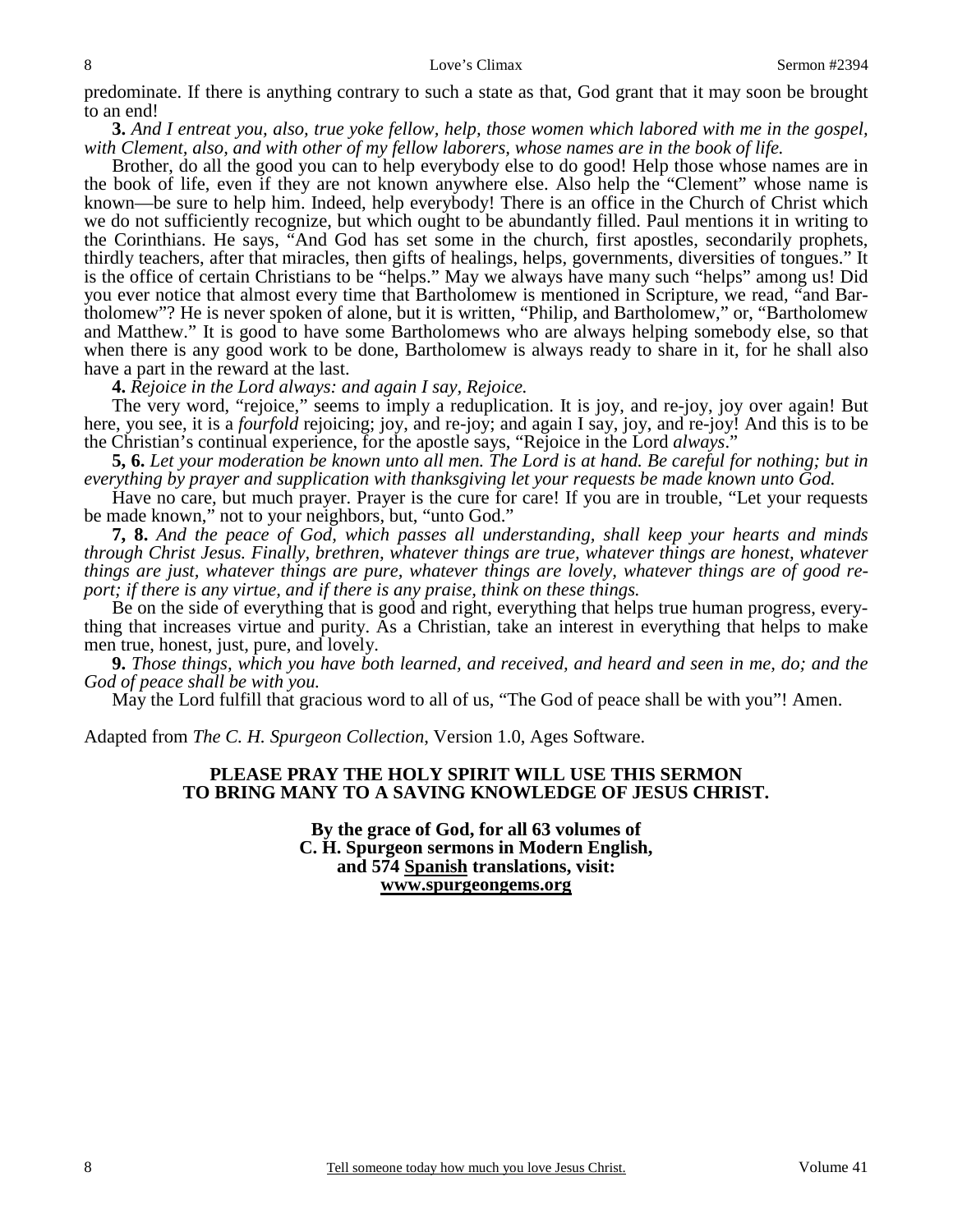predominate. If there is anything contrary to such a state as that, God grant that it may soon be brought to an end!

**3.** *And I entreat you, also, true yoke fellow, help, those women which labored with me in the gospel, with Clement, also, and with other of my fellow laborers, whose names are in the book of life.*

Brother, do all the good you can to help everybody else to do good! Help those whose names are in the book of life, even if they are not known anywhere else. Also help the "Clement" whose name is known—be sure to help him. Indeed, help everybody! There is an office in the Church of Christ which we do not sufficiently recognize, but which ought to be abundantly filled. Paul mentions it in writing to the Corinthians. He says, "And God has set some in the church, first apostles, secondarily prophets, thirdly teachers, after that miracles, then gifts of healings, helps, governments, diversities of tongues." It is the office of certain Christians to be "helps." May we always have many such "helps" among us! Did you ever notice that almost every time that Bartholomew is mentioned in Scripture, we read, "and Bartholomew"? He is never spoken of alone, but it is written, "Philip, and Bartholomew," or, "Bartholomew and Matthew." It is good to have some Bartholomews who are always helping somebody else, so that when there is any good work to be done, Bartholomew is always ready to share in it, for he shall also have a part in the reward at the last.

**4.** *Rejoice in the Lord always: and again I say, Rejoice.*

The very word, "rejoice," seems to imply a reduplication. It is joy, and re-joy, joy over again! But here, you see, it is a *fourfold* rejoicing; joy, and re-joy; and again I say, joy, and re-joy! And this is to be the Christian's continual experience, for the apostle says, "Rejoice in the Lord *always*."

**5, 6.** *Let your moderation be known unto all men. The Lord is at hand. Be careful for nothing; but in everything by prayer and supplication with thanksgiving let your requests be made known unto God.*

Have no care, but much prayer. Prayer is the cure for care! If you are in trouble, "Let your requests be made known," not to your neighbors, but, "unto God."

**7, 8.** *And the peace of God, which passes all understanding, shall keep your hearts and minds through Christ Jesus. Finally, brethren, whatever things are true, whatever things are honest, whatever things are just, whatever things are pure, whatever things are lovely, whatever things are of good report; if there is any virtue, and if there is any praise, think on these things.*

Be on the side of everything that is good and right, everything that helps true human progress, everything that increases virtue and purity. As a Christian, take an interest in everything that helps to make men true, honest, just, pure, and lovely.

**9.** *Those things, which you have both learned, and received, and heard and seen in me, do; and the God of peace shall be with you.*

May the Lord fulfill that gracious word to all of us, "The God of peace shall be with you"! Amen.

Adapted from *The C. H. Spurgeon Collection*, Version 1.0, Ages Software.

**PLEASE PRAY THE HOLY SPIRIT WILL USE THIS SERMON TO BRING MANY TO A SAVING KNOWLEDGE OF JESUS CHRIST.**

**By the grace of God, for all 63 volumes of C. H. Spurgeon sermons in Modern English, and 574 Spanish translations, visit: www.spurgeongems.org**